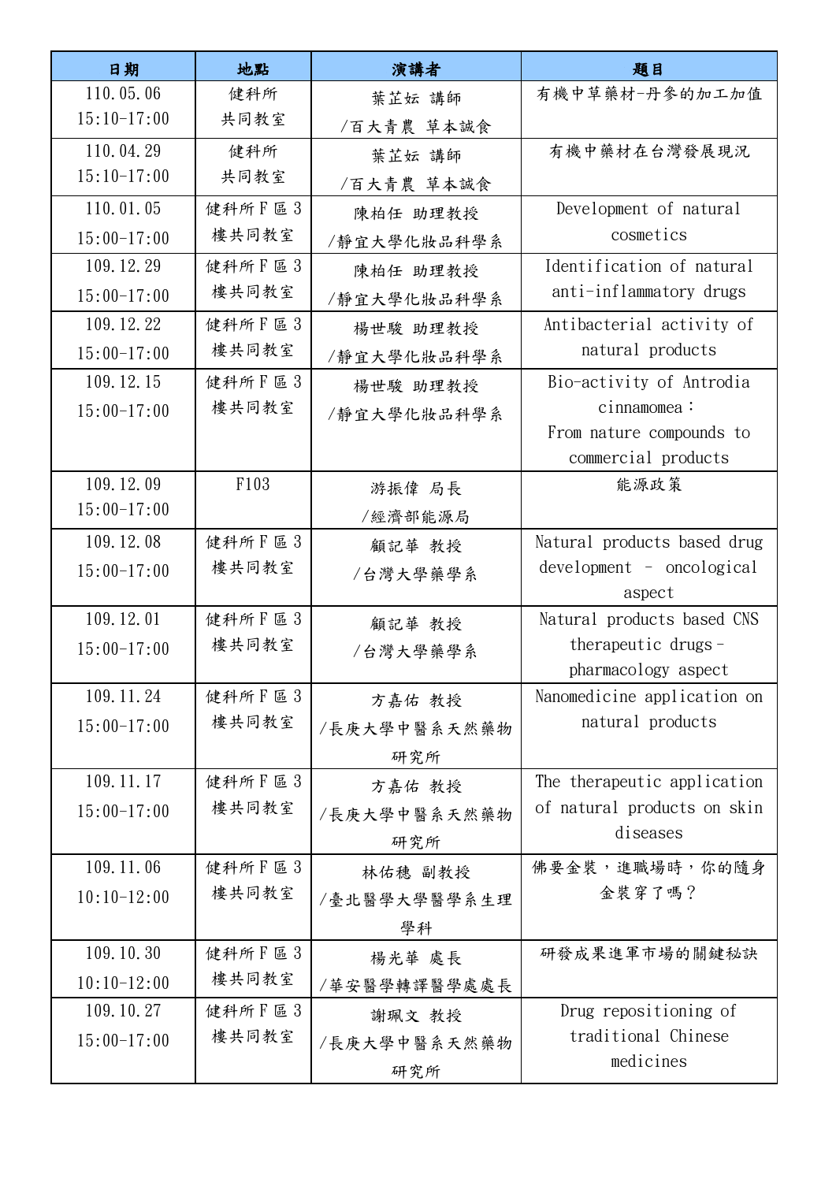| 日期 | 地點 | 演講者 | 題目 |
| --- | --- | --- | --- |
| 110.05.06<br>15:10-17:00 | 健科所<br>共同教室 | 葉芷妘 講師<br>/百大青農 草本誠食 | 有機中草藥材-丹參的加工加值 |
| 110.04.29<br>15:10-17:00 | 健科所<br>共同教室 | 葉芷妘 講師<br>/百大青農 草本誠食 | 有機中藥材在台灣發展現況 |
| 110.01.05<br>15:00-17:00 | 健科所 F 區 3 樓共同教室 | 陳柏任 助理教授<br>/靜宜大學化妝品科學系 | Development of natural cosmetics |
| 109.12.29<br>15:00-17:00 | 健科所 F 區 3 樓共同教室 | 陳柏任 助理教授<br>/靜宜大學化妝品科學系 | Identification of natural anti-inflammatory drugs |
| 109.12.22<br>15:00-17:00 | 健科所 F 區 3 樓共同教室 | 楊世駿 助理教授<br>/靜宜大學化妝品科學系 | Antibacterial activity of natural products |
| 109.12.15<br>15:00-17:00 | 健科所 F 區 3 樓共同教室 | 楊世駿 助理教授<br>/靜宜大學化妝品科學系 | Bio-activity of Antrodia cinnamomea：<br>From nature compounds to commercial products |
| 109.12.09<br>15:00-17:00 | F103 | 游振偉 局長<br>/經濟部能源局 | 能源政策 |
| 109.12.08<br>15:00-17:00 | 健科所 F 區 3 樓共同教室 | 顧記華 教授<br>/台灣大學藥學系 | Natural products based drug development – oncological aspect |
| 109.12.01<br>15:00-17:00 | 健科所 F 區 3 樓共同教室 | 顧記華 教授<br>/台灣大學藥學系 | Natural products based CNS therapeutic drugs–pharmacology aspect |
| 109.11.24<br>15:00-17:00 | 健科所 F 區 3 樓共同教室 | 方嘉佑 教授<br>/長庚大學中醫系天然藥物研究所 | Nanomedicine application on natural products |
| 109.11.17<br>15:00-17:00 | 健科所 F 區 3 樓共同教室 | 方嘉佑 教授<br>/長庚大學中醫系天然藥物研究所 | The therapeutic application of natural products on skin diseases |
| 109.11.06<br>10:10-12:00 | 健科所 F 區 3 樓共同教室 | 林佑穗 副教授<br>/臺北醫學大學醫學系生理學科 | 佛要金裝，進職場時，你的隨身金裝穿了嗎？ |
| 109.10.30<br>10:10-12:00 | 健科所 F 區 3 樓共同教室 | 楊光華 處長<br>/華安醫學轉譯醫學處處長 | 研發成果進軍市場的關鍵秘訣 |
| 109.10.27<br>15:00-17:00 | 健科所 F 區 3 樓共同教室 | 謝珮文 教授<br>/長庚大學中醫系天然藥物研究所 | Drug repositioning of traditional Chinese medicines |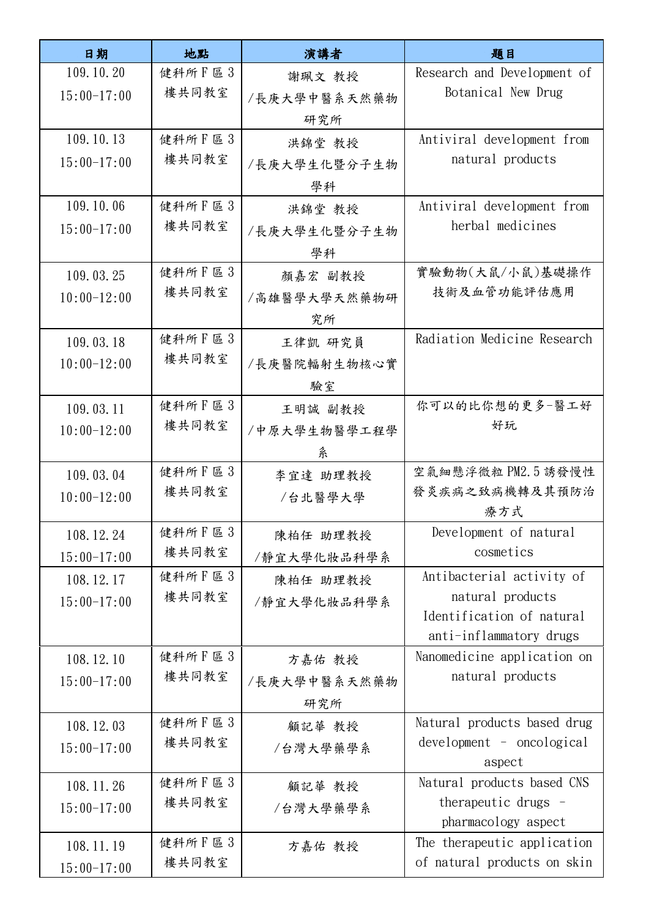| 日期 | 地點 | 演講者 | 題目 |
| --- | --- | --- | --- |
| 109.10.20 15:00-17:00 | 健科所 F 區 3 樓共同教室 | 謝珮文 教授 /長庚大學中醫系天然藥物研究所 | Research and Development of Botanical New Drug |
| 109.10.13 15:00-17:00 | 健科所 F 區 3 樓共同教室 | 洪錦堂 教授 /長庚大學生化暨分子生物學科 | Antiviral development from natural products |
| 109.10.06 15:00-17:00 | 健科所 F 區 3 樓共同教室 | 洪錦堂 教授 /長庚大學生化暨分子生物學科 | Antiviral development from herbal medicines |
| 109.03.25 10:00-12:00 | 健科所 F 區 3 樓共同教室 | 顏嘉宏 副教授 /高雄醫學大學天然藥物研究所 | 實驗動物(大鼠/小鼠)基礎操作技術及血管功能評估應用 |
| 109.03.18 10:00-12:00 | 健科所 F 區 3 樓共同教室 | 王律凱 研究員 /長庚醫院輻射生物核心實驗室 | Radiation Medicine Research |
| 109.03.11 10:00-12:00 | 健科所 F 區 3 樓共同教室 | 王明誠 副教授 /中原大學生物醫學工程學系 | 你可以的比你想的更多-醫工好好玩 |
| 109.03.04 10:00-12:00 | 健科所 F 區 3 樓共同教室 | 李宜達 助理教授 /台北醫學大學 | 空氣細懸浮微粒 PM2.5 誘發慢性發炎疾病之致病機轉及其預防治療方式 |
| 108.12.24 15:00-17:00 | 健科所 F 區 3 樓共同教室 | 陳柏任 助理教授 /靜宜大學化妝品科學系 | Development of natural cosmetics |
| 108.12.17 15:00-17:00 | 健科所 F 區 3 樓共同教室 | 陳柏任 助理教授 /靜宜大學化妝品科學系 | Antibacterial activity of natural products Identification of natural anti-inflammatory drugs |
| 108.12.10 15:00-17:00 | 健科所 F 區 3 樓共同教室 | 方嘉佑 教授 /長庚大學中醫系天然藥物研究所 | Nanomedicine application on natural products |
| 108.12.03 15:00-17:00 | 健科所 F 區 3 樓共同教室 | 顧記華 教授 /台灣大學藥學系 | Natural products based drug development – oncological aspect |
| 108.11.26 15:00-17:00 | 健科所 F 區 3 樓共同教室 | 顧記華 教授 /台灣大學藥學系 | Natural products based CNS therapeutic drugs – pharmacology aspect |
| 108.11.19 15:00-17:00 | 健科所 F 區 3 樓共同教室 | 方嘉佑 教授 | The therapeutic application of natural products on skin |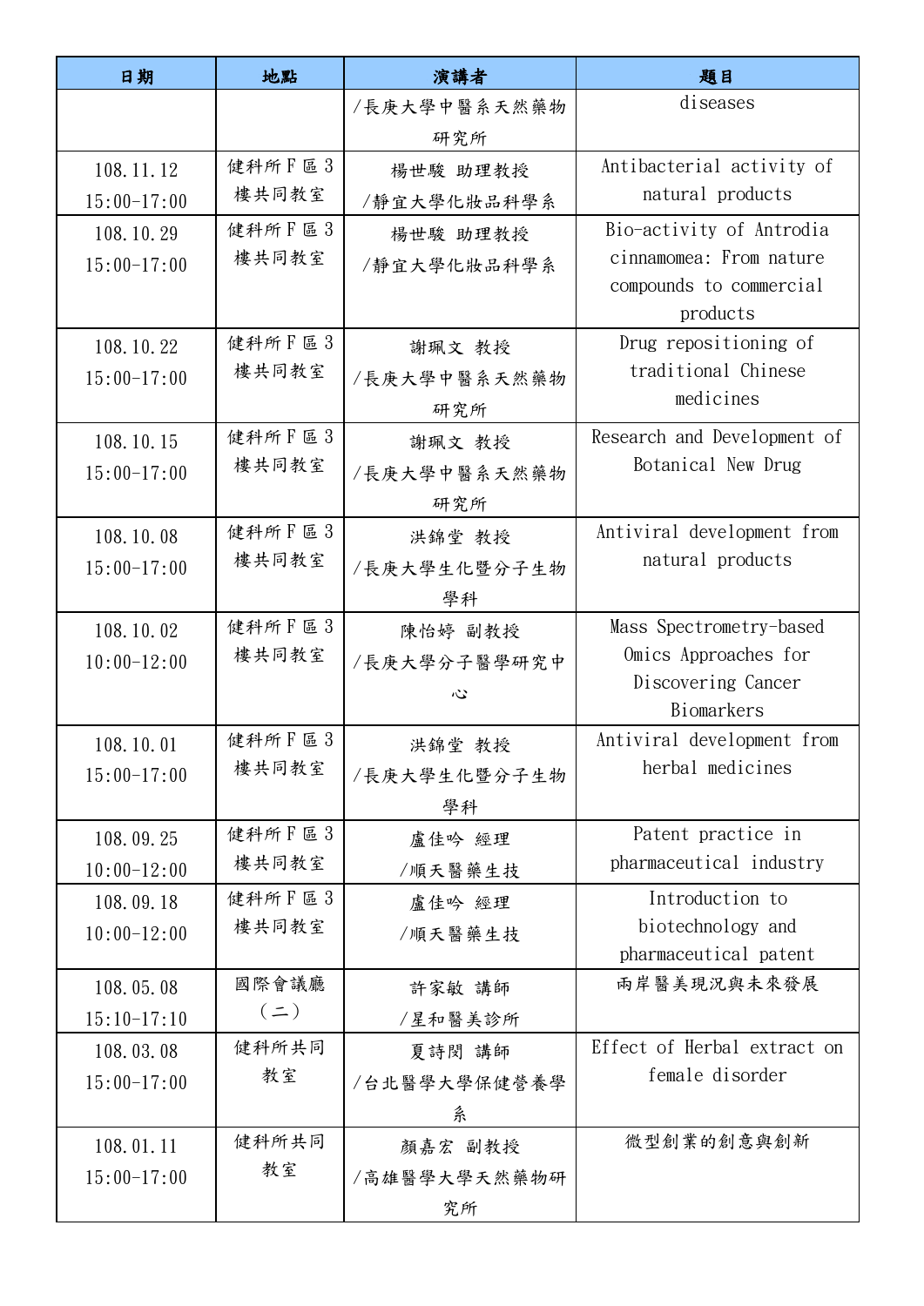| 日期 | 地點 | 演講者 | 題目 |
| --- | --- | --- | --- |
| | | /長庚大學中醫系天然藥物研究所 | diseases |
| 108.11.12 15:00-17:00 | 健科所F區3樓共同教室 | 楊世駿 助理教授 /靜宜大學化妝品科學系 | Antibacterial activity of natural products |
| 108.10.29 15:00-17:00 | 健科所F區3樓共同教室 | 楊世駿 助理教授 /靜宜大學化妝品科學系 | Bio-activity of Antrodia cinnamomea: From nature compounds to commercial products |
| 108.10.22 15:00-17:00 | 健科所F區3樓共同教室 | 謝珮文 教授 /長庚大學中醫系天然藥物研究所 | Drug repositioning of traditional Chinese medicines |
| 108.10.15 15:00-17:00 | 健科所F區3樓共同教室 | 謝珮文 教授 /長庚大學中醫系天然藥物研究所 | Research and Development of Botanical New Drug |
| 108.10.08 15:00-17:00 | 健科所F區3樓共同教室 | 洪錦堂 教授 /長庚大學生化暨分子生物學科 | Antiviral development from natural products |
| 108.10.02 10:00-12:00 | 健科所F區3樓共同教室 | 陳怡婷 副教授 /長庚大學分子醫學研究中心 | Mass Spectrometry-based Omics Approaches for Discovering Cancer Biomarkers |
| 108.10.01 15:00-17:00 | 健科所F區3樓共同教室 | 洪錦堂 教授 /長庚大學生化暨分子生物學科 | Antiviral development from herbal medicines |
| 108.09.25 10:00-12:00 | 健科所F區3樓共同教室 | 盧佳吟 經理 /順天醫藥生技 | Patent practice in pharmaceutical industry |
| 108.09.18 10:00-12:00 | 健科所F區3樓共同教室 | 盧佳吟 經理 /順天醫藥生技 | Introduction to biotechnology and pharmaceutical patent |
| 108.05.08 15:10-17:10 | 國際會議廳(二) | 許家敏 講師 /星和醫美診所 | 兩岸醫美現況與未來發展 |
| 108.03.08 15:00-17:00 | 健科所共同教室 | 夏詩閔 講師 /台北醫學大學保健營養學系 | Effect of Herbal extract on female disorder |
| 108.01.11 15:00-17:00 | 健科所共同教室 | 顏嘉宏 副教授 /高雄醫學大學天然藥物研究所 | 微型創業的創意與創新 |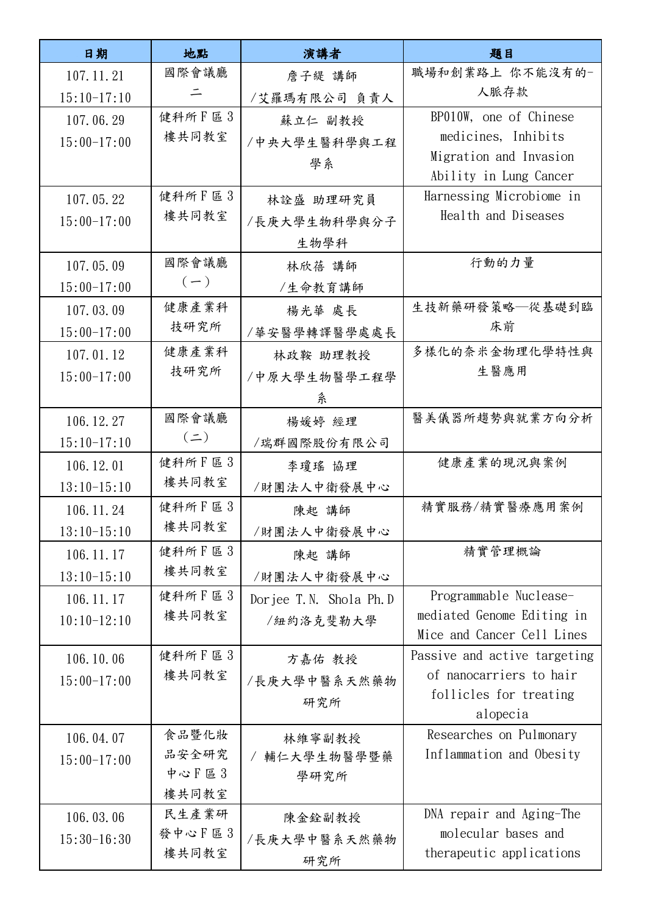| 日期 | 地點 | 演講者 | 題目 |
|---|---|---|---|
| 107.11.21 15:10-17:10 | 國際會議廳二 | 詹子緹 講師 /艾羅瑪有限公司 負責人 | 職場和創業路上 你不能沒有的-人脈存款 |
| 107.06.29 15:00-17:00 | 健科所 F 區 3 樓共同教室 | 蘇立仁 副教授 /中央大學生醫科學與工程學系 | BP010W, one of Chinese medicines, Inhibits Migration and Invasion Ability in Lung Cancer |
| 107.05.22 15:00-17:00 | 健科所 F 區 3 樓共同教室 | 林詮盛 助理研究員 /長庚大學生物科學與分子生物學科 | Harnessing Microbiome in Health and Diseases |
| 107.05.09 15:00-17:00 | 國際會議廳（一） | 林欣蓓 講師 /生命教育講師 | 行動的力量 |
| 107.03.09 15:00-17:00 | 健康產業科技研究所 | 楊光華 處長 /華安醫學轉譯醫學處處長 | 生技新藥研發策略—從基礎到臨床前 |
| 107.01.12 15:00-17:00 | 健康產業科技研究所 | 林政鞍 助理教授 /中原大學生物醫學工程學系 | 多樣化的奈米金物理化學特性與生醫應用 |
| 106.12.27 15:10-17:10 | 國際會議廳（二） | 楊媛婷 經理 /瑞群國際股份有限公司 | 醫美儀器所趨勢與就業方向分析 |
| 106.12.01 13:10-15:10 | 健科所 F 區 3 樓共同教室 | 李瓊瑤 協理 /財團法人中衛發展中心 | 健康產業的現況與案例 |
| 106.11.24 13:10-15:10 | 健科所 F 區 3 樓共同教室 | 陳起 講師 /財團法人中衛發展中心 | 精實服務/精實醫療應用案例 |
| 106.11.17 13:10-15:10 | 健科所 F 區 3 樓共同教室 | 陳起 講師 /財團法人中衛發展中心 | 精實管理概論 |
| 106.11.17 10:10-12:10 | 健科所 F 區 3 樓共同教室 | Dorjee T.N. Shola Ph.D /紐約洛克斐勒大學 | Programmable Nuclease-mediated Genome Editing in Mice and Cancer Cell Lines |
| 106.10.06 15:00-17:00 | 健科所 F 區 3 樓共同教室 | 方嘉佑 教授 /長庚大學中醫系天然藥物研究所 | Passive and active targeting of nanocarriers to hair follicles for treating alopecia |
| 106.04.07 15:00-17:00 | 食品暨化妝品安全研究中心 F 區 3 樓共同教室 | 林維寧副教授 / 輔仁大學生物醫學暨藥學研究所 | Researches on Pulmonary Inflammation and Obesity |
| 106.03.06 15:30-16:30 | 民生產業研發中心 F 區 3 樓共同教室 | 陳金銓副教授 /長庚大學中醫系天然藥物研究所 | DNA repair and Aging-The molecular bases and therapeutic applications |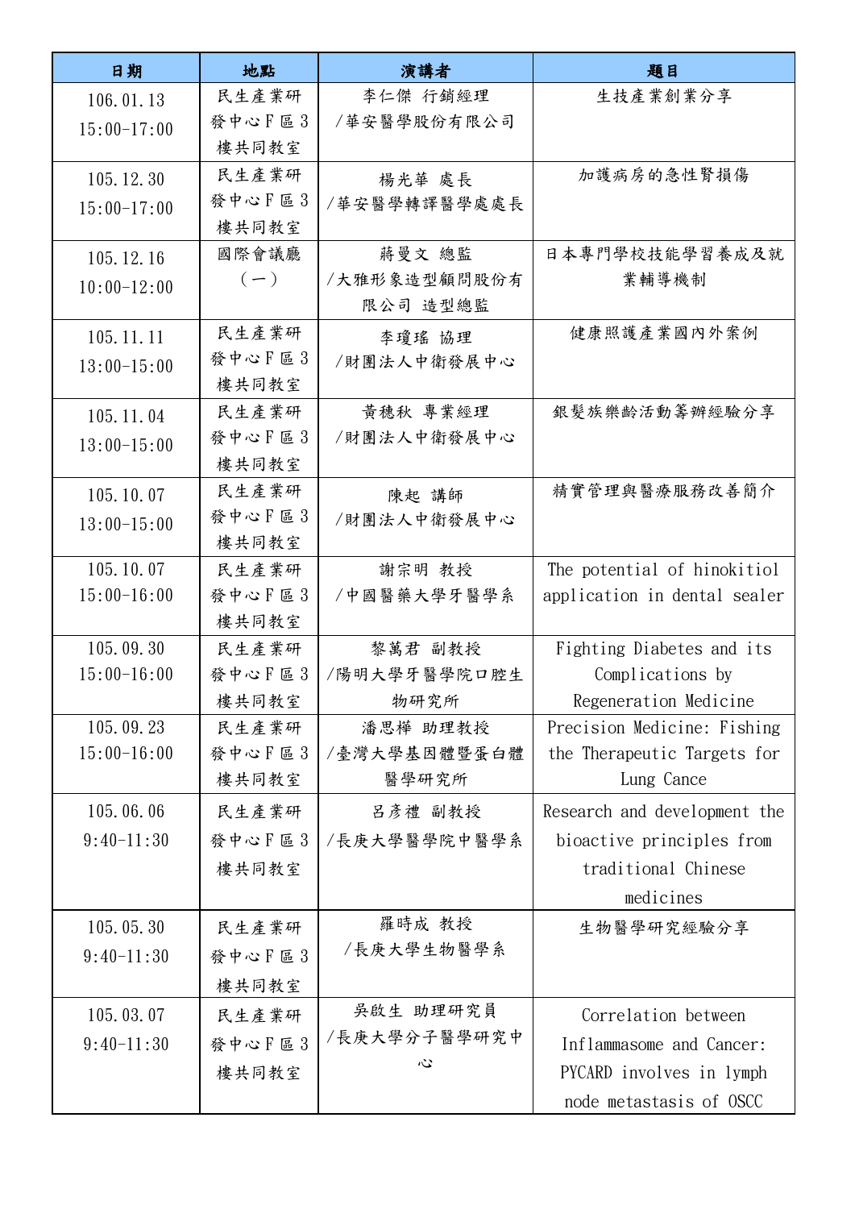| 日期 | 地點 | 演講者 | 題目 |
| --- | --- | --- | --- |
| 106.01.13 15:00-17:00 | 民生產業研發中心F區3樓共同教室 | 李仁傑 行銷經理 /華安醫學股份有限公司 | 生技產業創業分享 |
| 105.12.30 15:00-17:00 | 民生產業研發中心F區3樓共同教室 | 楊光華 處長 /華安醫學轉譯醫學處處長 | 加護病房的急性腎損傷 |
| 105.12.16 10:00-12:00 | 國際會議廳（一） | 蔣曼文 總監 /大雅形象造型顧問股份有限公司 造型總監 | 日本專門學校技能學習養成及就業輔導機制 |
| 105.11.11 13:00-15:00 | 民生產業研發中心F區3樓共同教室 | 李瓊瑤 協理 /財團法人中衛發展中心 | 健康照護產業國內外案例 |
| 105.11.04 13:00-15:00 | 民生產業研發中心F區3樓共同教室 | 黃穗秋 專業經理 /財團法人中衛發展中心 | 銀髮族樂齡活動籌辦經驗分享 |
| 105.10.07 13:00-15:00 | 民生產業研發中心F區3樓共同教室 | 陳趄 講師 /財團法人中衛發展中心 | 精實管理與醫療服務改善簡介 |
| 105.10.07 15:00-16:00 | 民生產業研發中心F區3樓共同教室 | 謝宗明 教授 /中國醫藥大學牙醫學系 | The potential of hinokitiol application in dental sealer |
| 105.09.30 15:00-16:00 | 民生產業研發中心F區3樓共同教室 | 黎萬君 副教授 /陽明大學牙醫學院口腔生物研究所 | Fighting Diabetes and its Complications by Regeneration Medicine |
| 105.09.23 15:00-16:00 | 民生產業研發中心F區3樓共同教室 | 潘思樺 助理教授 /臺灣大學基因體暨蛋白體醫學研究所 | Precision Medicine: Fishing the Therapeutic Targets for Lung Cance |
| 105.06.06 9:40-11:30 | 民生產業研發中心F區3樓共同教室 | 呂彥禮 副教授 /長庚大學醫學院中醫學系 | Research and development the bioactive principles from traditional Chinese medicines |
| 105.05.30 9:40-11:30 | 民生產業研發中心F區3樓共同教室 | 羅時成 教授 /長庚大學生物醫學系 | 生物醫學研究經驗分享 |
| 105.03.07 9:40-11:30 | 民生產業研發中心F區3樓共同教室 | 吳啟生 助理研究員 /長庚大學分子醫學研究中心 | Correlation between Inflammasome and Cancer: PYCARD involves in lymph node metastasis of OSCC |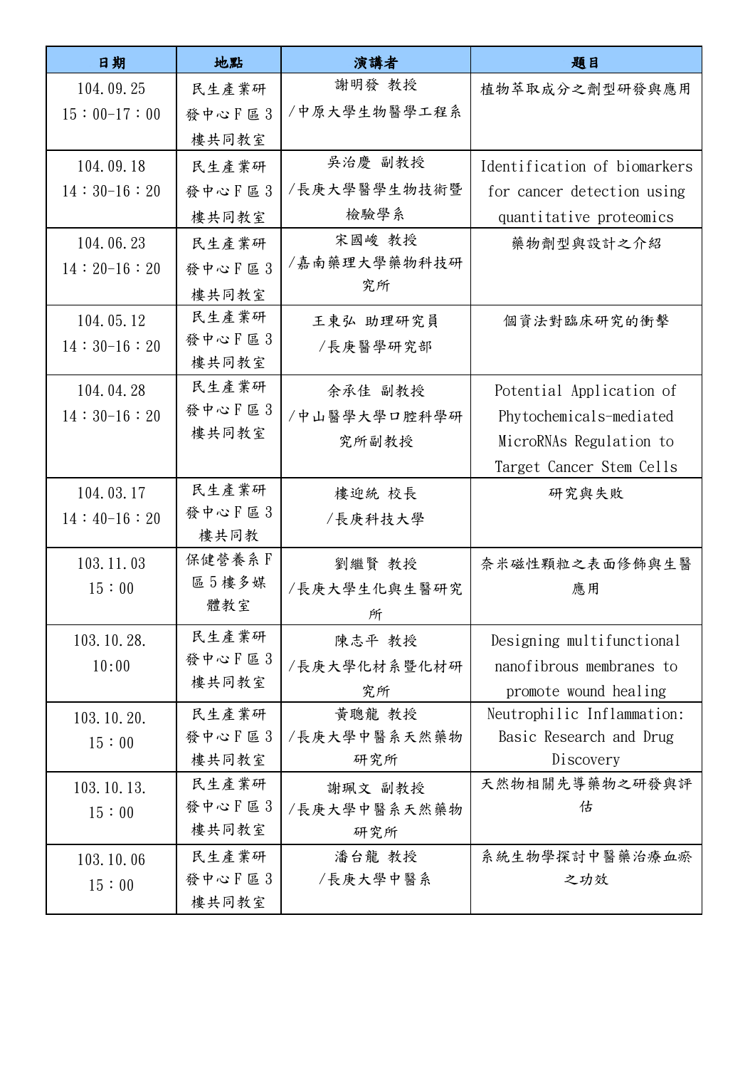| 日期 | 地點 | 演講者 | 題目 |
| --- | --- | --- | --- |
| 104.09.25 15：00-17：00 | 民生產業研發中心F區3樓共同教室 | 謝明發 教授 /中原大學生物醫學工程系 | 植物萃取成分之劑型研發與應用 |
| 104.09.18 14：30-16：20 | 民生產業研發中心F區3樓共同教室 | 吳治慶 副教授 /長庚大學醫學生物技術暨檢驗學系 | Identification of biomarkers for cancer detection using quantitative proteomics |
| 104.06.23 14：20-16：20 | 民生產業研發中心F區3樓共同教室 | 宋國峻 教授 /嘉南藥理大學藥物科技研究所 | 藥物劑型與設計之介紹 |
| 104.05.12 14：30-16：20 | 民生產業研發中心F區3樓共同教室 | 王東弘 助理研究員 /長庚醫學研究部 | 個資法對臨床研究的衝擊 |
| 104.04.28 14：30-16：20 | 民生產業研發中心F區3樓共同教室 | 余承佳 副教授 /中山醫學大學口腔科學研究所副教授 | Potential Application of Phytochemicals-mediated MicroRNAs Regulation to Target Cancer Stem Cells |
| 104.03.17 14：40-16：20 | 民生產業研發中心F區3樓共同教 | 樓迎統 校長 /長庚科技大學 | 研究與失敗 |
| 103.11.03 15：00 | 保健營養系F區5樓多媒體教室 | 劉繼賢 教授 /長庚大學生化與生醫研究所 | 奈米磁性顆粒之表面修飾與生醫應用 |
| 103.10.28. 10:00 | 民生產業研發中心F區3樓共同教室 | 陳志平 教授 /長庚大學化材系暨化材研究所 | Designing multifunctional nanofibrous membranes to promote wound healing |
| 103.10.20. 15：00 | 民生產業研發中心F區3樓共同教室 | 黃聰龍 教授 /長庚大學中醫系天然藥物研究所 | Neutrophilic Inflammation: Basic Research and Drug Discovery |
| 103.10.13. 15：00 | 民生產業研發中心F區3樓共同教室 | 謝珮文 副教授 /長庚大學中醫系天然藥物研究所 | 天然物相關先導藥物之研發與評估 |
| 103.10.06 15：00 | 民生產業研發中心F區3樓共同教室 | 潘台龍 教授 /長庚大學中醫系 | 系統生物學探討中醫藥治療血瘀之功效 |